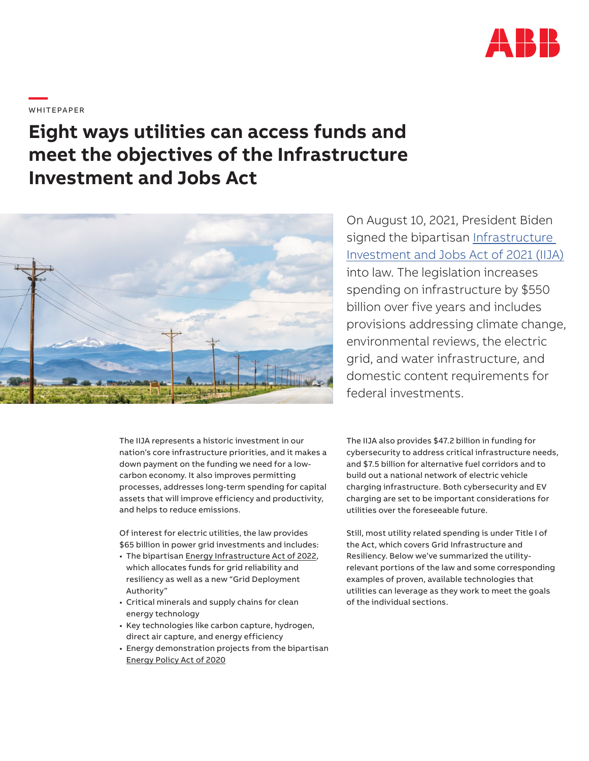WHITEPAPER

# Eight ways utilities can access funds and meet the objectives of the Infrastructure Investment and Jobs Act

On August 10, 2021, President Biden signed the bipartisan Infrastructure Investment and Jobs Act of 2021 (IIJA) into law. The legislation increases spending on infrastructure by $550 billion over five years and includes provisions addressing climate change, environmental reviews, the electric grid, and water infrastructure, and domestic content requirements for federal investments.

The IIJA represents a historic investment in our nation's core infrastructure priorities, and it makes a down payment on the funding we need for a low-carbon economy. It also improves permitting processes, addresses long-term spending for capital assets that will improve efficiency and productivity, and helps to reduce emissions.

Of interest for electric utilities, the law provides $65 billion in power grid investments and includes:

- The bipartisan Energy Infrastructure Act of 2022, which allocates funds for grid reliability and resiliency as well as a new "Grid Deployment Authority"
- Critical minerals and supply chains for clean energy technology
- Key technologies like carbon capture, hydrogen, direct air capture, and energy efficiency
- Energy demonstration projects from the bipartisan Energy Policy Act of 2020

The IIJA also provides $47.2 billion in funding for cybersecurity to address critical infrastructure needs, and $7.5 billion for alternative fuel corridors and to build out a national network of electric vehicle charging infrastructure. Both cybersecurity and EV charging are set to be important considerations for utilities over the foreseeable future.

Still, most utility related spending is under Title I of the Act, which covers Grid Infrastructure and Resiliency. Below we've summarized the utility-relevant portions of the law and some corresponding examples of proven, available technologies that utilities can leverage as they work to meet the goals of the individual sections.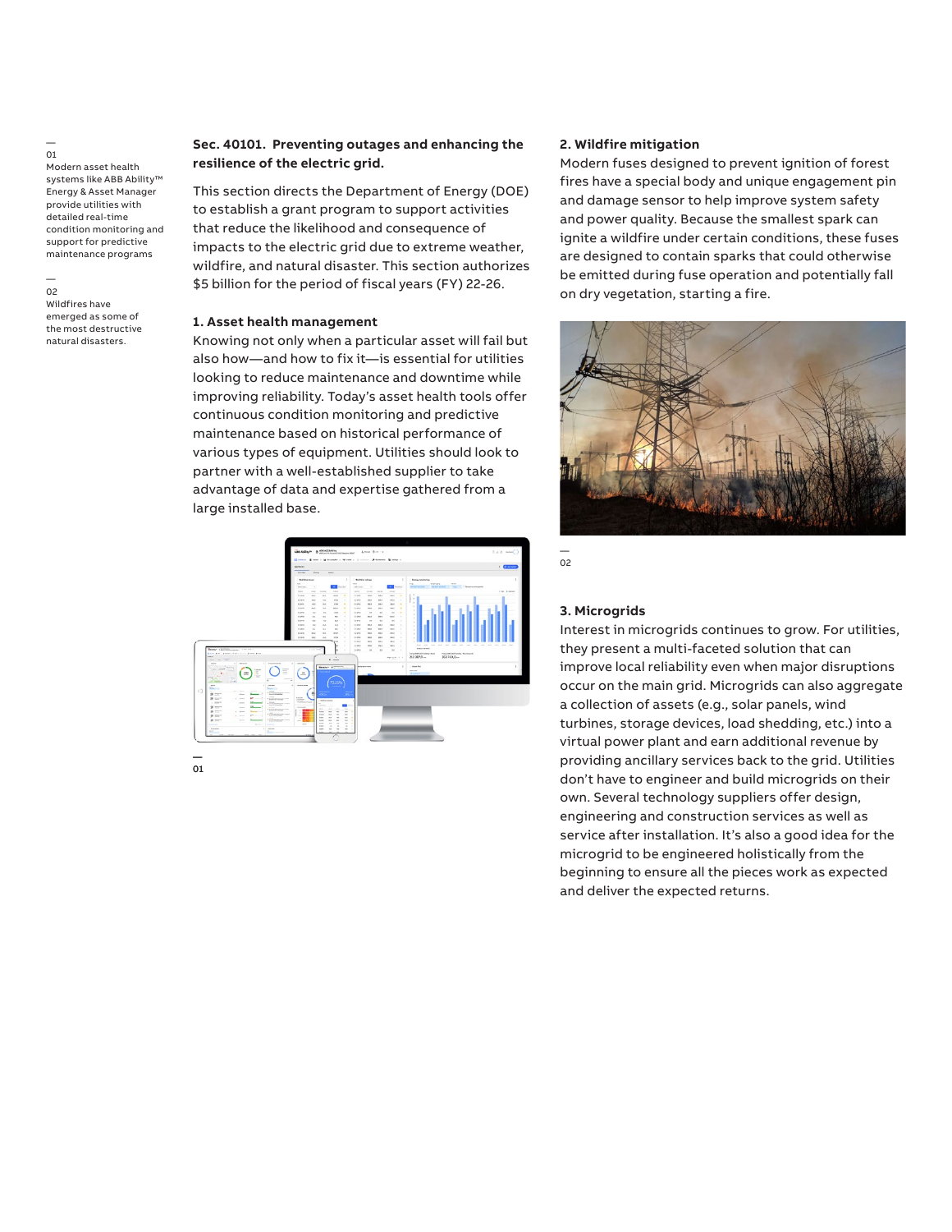## Sec. 40101. Preventing outages and enhancing the resilience of the electric grid.

This section directs the Department of Energy (DOE) to establish a grant program to support activities that reduce the likelihood and consequence of impacts to the electric grid due to extreme weather, wildfire, and natural disaster. This section authorizes $5 billion for the period of fiscal years (FY) 22-26.

### 1. Asset health management

Knowing not only when a particular asset will fail but also how—and how to fix it—is essential for utilities looking to reduce maintenance and downtime while improving reliability. Today's asset health tools offer continuous condition monitoring and predictive maintenance based on historical performance of various types of equipment. Utilities should look to partner with a well-established supplier to take advantage of data and expertise gathered from a large installed base.

—
01

### 2. Wildfire mitigation

Modern fuses designed to prevent ignition of forest fires have a special body and unique engagement pin and damage sensor to help improve system safety and power quality. Because the smallest spark can ignite a wildfire under certain conditions, these fuses are designed to contain sparks that could otherwise be emitted during fuse operation and potentially fall on dry vegetation, starting a fire.

—
02

### 3. Microgrids

Interest in microgrids continues to grow. For utilities, they present a multi-faceted solution that can improve local reliability even when major disruptions occur on the main grid. Microgrids can also aggregate a collection of assets (e.g., solar panels, wind turbines, storage devices, load shedding, etc.) into a virtual power plant and earn additional revenue by providing ancillary services back to the grid. Utilities don't have to engineer and build microgrids on their own. Several technology suppliers offer design, engineering and construction services as well as service after installation. It's also a good idea for the microgrid to be engineered holistically from the beginning to ensure all the pieces work as expected and deliver the expected returns.

—
01
Modern asset health systems like ABB Ability™ Energy & Asset Manager provide utilities with detailed real-time condition monitoring and support for predictive maintenance programs

—
02
Wildfires have emerged as some of the most destructive natural disasters.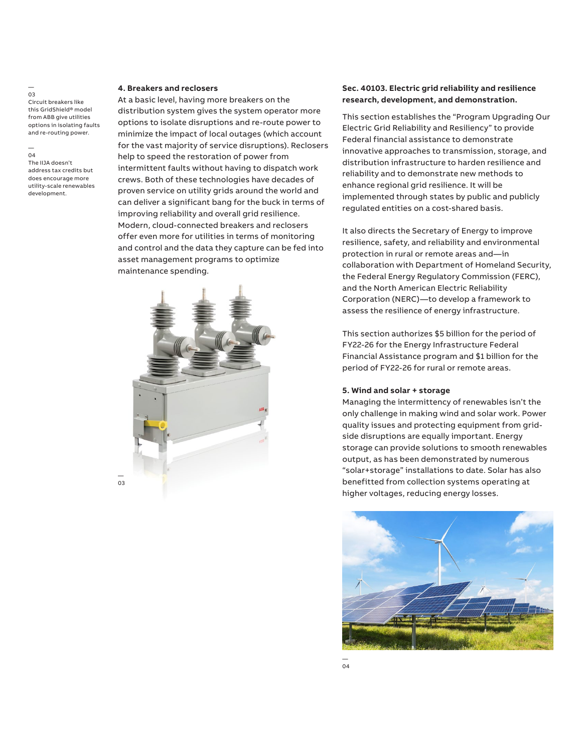— 
03
Circuit breakers like this GridShield® model from ABB give utilities options in isolating faults and re-routing power.

— 
04
The IIJA doesn't address tax credits but does encourage more utility-scale renewables development.

**4. Breakers and reclosers**

At a basic level, having more breakers on the distribution system gives the system operator more options to isolate disruptions and re-route power to minimize the impact of local outages (which account for the vast majority of service disruptions). Reclosers help to speed the restoration of power from intermittent faults without having to dispatch work crews. Both of these technologies have decades of proven service on utility grids around the world and can deliver a significant bang for the buck in terms of improving reliability and overall grid resilience. Modern, cloud-connected breakers and reclosers offer even more for utilities in terms of monitoring and control and the data they capture can be fed into asset management programs to optimize maintenance spending.

— 
03

**Sec. 40103. Electric grid reliability and resilience research, development, and demonstration.**

This section establishes the "Program Upgrading Our Electric Grid Reliability and Resiliency" to provide Federal financial assistance to demonstrate innovative approaches to transmission, storage, and distribution infrastructure to harden resilience and reliability and to demonstrate new methods to enhance regional grid resilience. It will be implemented through states by public and publicly regulated entities on a cost-shared basis.

It also directs the Secretary of Energy to improve resilience, safety, and reliability and environmental protection in rural or remote areas and—in collaboration with Department of Homeland Security, the Federal Energy Regulatory Commission (FERC), and the North American Electric Reliability Corporation (NERC)—to develop a framework to assess the resilience of energy infrastructure.

This section authorizes $5 billion for the period of FY22-26 for the Energy Infrastructure Federal Financial Assistance program and $1 billion for the period of FY22-26 for rural or remote areas.

**5. Wind and solar + storage**

Managing the intermittency of renewables isn't the only challenge in making wind and solar work. Power quality issues and protecting equipment from grid-side disruptions are equally important. Energy storage can provide solutions to smooth renewables output, as has been demonstrated by numerous "solar+storage" installations to date. Solar has also benefitted from collection systems operating at higher voltages, reducing energy losses.

— 
04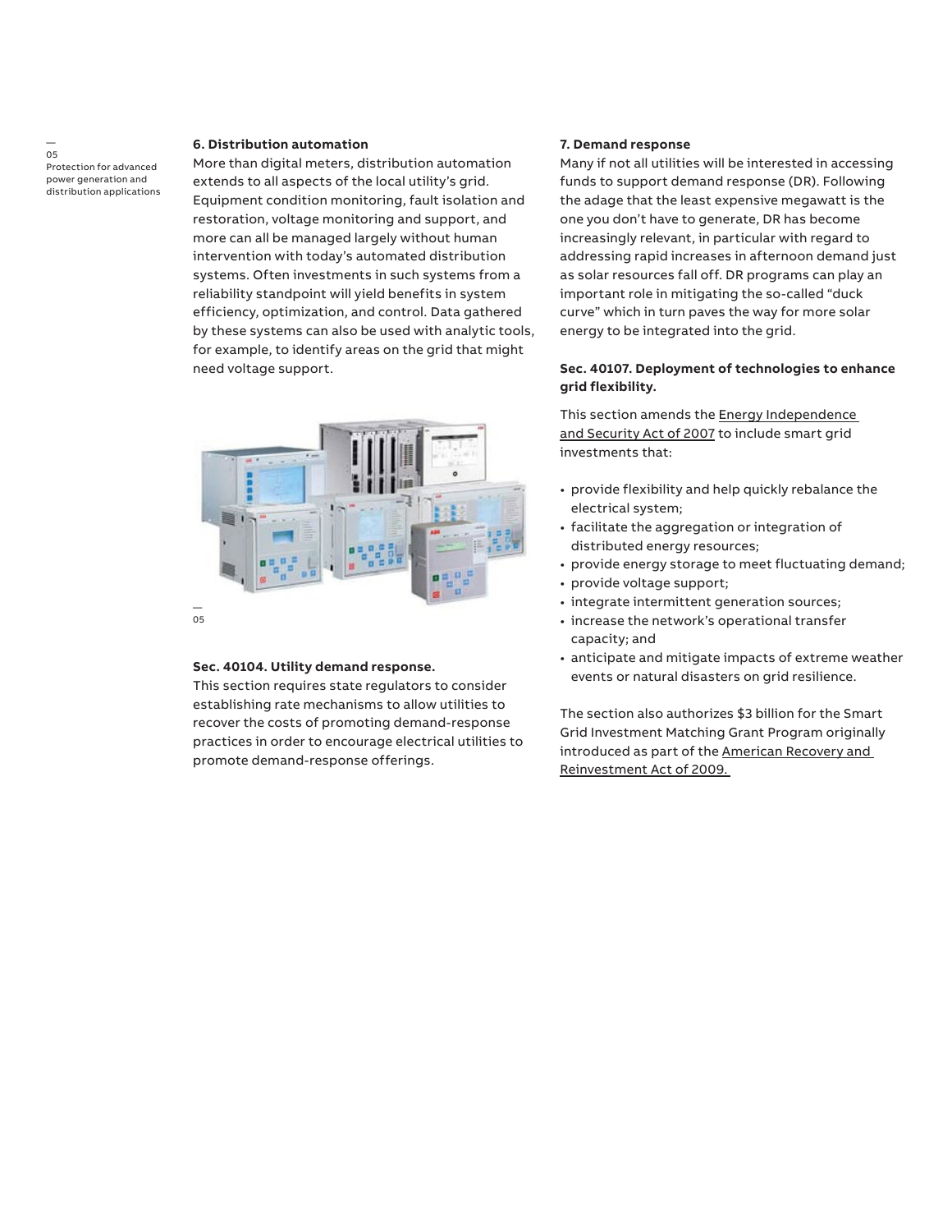## 6. Distribution automation

More than digital meters, distribution automation extends to all aspects of the local utility's grid. Equipment condition monitoring, fault isolation and restoration, voltage monitoring and support, and more can all be managed largely without human intervention with today's automated distribution systems. Often investments in such systems from a reliability standpoint will yield benefits in system efficiency, optimization, and control. Data gathered by these systems can also be used with analytic tools, for example, to identify areas on the grid that might need voltage support.

—
05
Protection for advanced power generation and distribution applications

### Sec. 40104. Utility demand response.

This section requires state regulators to consider establishing rate mechanisms to allow utilities to recover the costs of promoting demand-response practices in order to encourage electrical utilities to promote demand-response offerings.

## 7. Demand response

Many if not all utilities will be interested in accessing funds to support demand response (DR). Following the adage that the least expensive megawatt is the one you don't have to generate, DR has become increasingly relevant, in particular with regard to addressing rapid increases in afternoon demand just as solar resources fall off. DR programs can play an important role in mitigating the so-called "duck curve" which in turn paves the way for more solar energy to be integrated into the grid.

### Sec. 40107. Deployment of technologies to enhance grid flexibility.

This section amends the Energy Independence and Security Act of 2007 to include smart grid investments that:

- provide flexibility and help quickly rebalance the electrical system;
- facilitate the aggregation or integration of distributed energy resources;
- provide energy storage to meet fluctuating demand;
- provide voltage support;
- integrate intermittent generation sources;
- increase the network's operational transfer capacity; and
- anticipate and mitigate impacts of extreme weather events or natural disasters on grid resilience.

The section also authorizes $3 billion for the Smart Grid Investment Matching Grant Program originally introduced as part of the American Recovery and Reinvestment Act of 2009.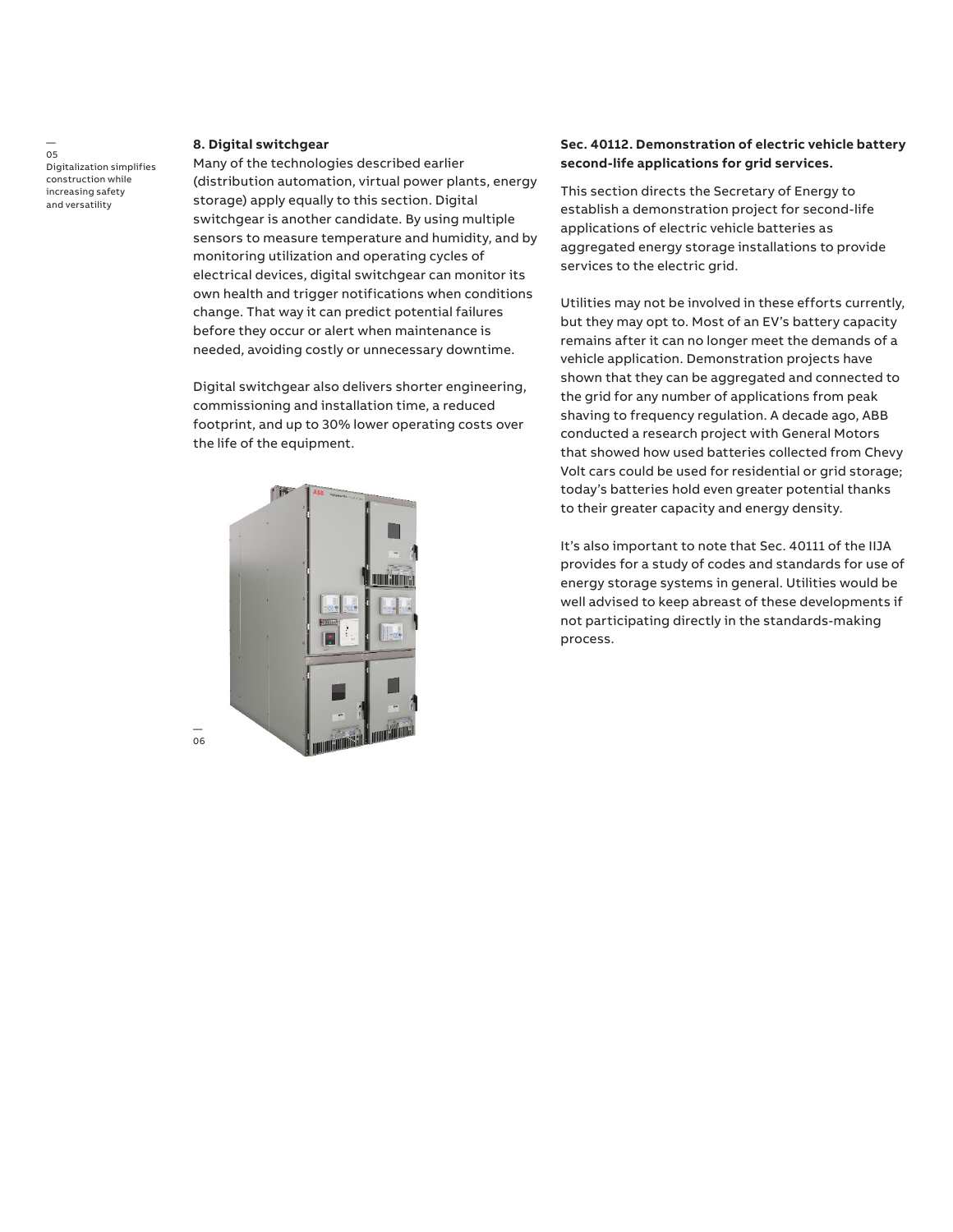—
05
Digitalization simplifies construction while increasing safety and versatility

### 8. Digital switchgear

Many of the technologies described earlier (distribution automation, virtual power plants, energy storage) apply equally to this section. Digital switchgear is another candidate. By using multiple sensors to measure temperature and humidity, and by monitoring utilization and operating cycles of electrical devices, digital switchgear can monitor its own health and trigger notifications when conditions change. That way it can predict potential failures before they occur or alert when maintenance is needed, avoiding costly or unnecessary downtime.

Digital switchgear also delivers shorter engineering, commissioning and installation time, a reduced footprint, and up to 30% lower operating costs over the life of the equipment.

—
06

### Sec. 40112. Demonstration of electric vehicle battery second-life applications for grid services.

This section directs the Secretary of Energy to establish a demonstration project for second-life applications of electric vehicle batteries as aggregated energy storage installations to provide services to the electric grid.

Utilities may not be involved in these efforts currently, but they may opt to. Most of an EV's battery capacity remains after it can no longer meet the demands of a vehicle application. Demonstration projects have shown that they can be aggregated and connected to the grid for any number of applications from peak shaving to frequency regulation. A decade ago, ABB conducted a research project with General Motors that showed how used batteries collected from Chevy Volt cars could be used for residential or grid storage; today's batteries hold even greater potential thanks to their greater capacity and energy density.

It's also important to note that Sec. 40111 of the IIJA provides for a study of codes and standards for use of energy storage systems in general. Utilities would be well advised to keep abreast of these developments if not participating directly in the standards-making process.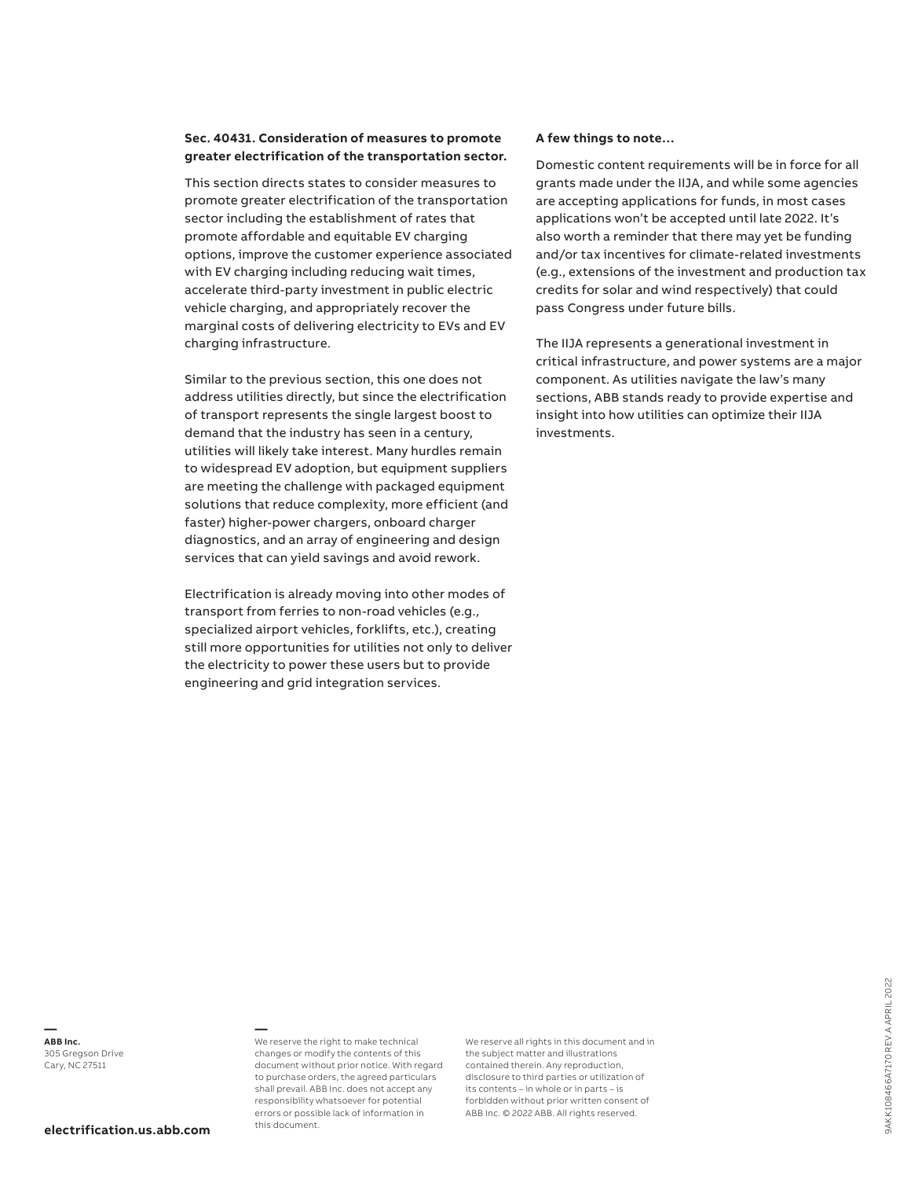**Sec. 40431. Consideration of measures to promote greater electrification of the transportation sector.**

This section directs states to consider measures to promote greater electrification of the transportation sector including the establishment of rates that promote affordable and equitable EV charging options, improve the customer experience associated with EV charging including reducing wait times, accelerate third-party investment in public electric vehicle charging, and appropriately recover the marginal costs of delivering electricity to EVs and EV charging infrastructure.

Similar to the previous section, this one does not address utilities directly, but since the electrification of transport represents the single largest boost to demand that the industry has seen in a century, utilities will likely take interest. Many hurdles remain to widespread EV adoption, but equipment suppliers are meeting the challenge with packaged equipment solutions that reduce complexity, more efficient (and faster) higher-power chargers, onboard charger diagnostics, and an array of engineering and design services that can yield savings and avoid rework.

Electrification is already moving into other modes of transport from ferries to non-road vehicles (e.g., specialized airport vehicles, forklifts, etc.), creating still more opportunities for utilities not only to deliver the electricity to power these users but to provide engineering and grid integration services.

**A few things to note…**

Domestic content requirements will be in force for all grants made under the IIJA, and while some agencies are accepting applications for funds, in most cases applications won't be accepted until late 2022. It's also worth a reminder that there may yet be funding and/or tax incentives for climate-related investments (e.g., extensions of the investment and production tax credits for solar and wind respectively) that could pass Congress under future bills.

The IIJA represents a generational investment in critical infrastructure, and power systems are a major component. As utilities navigate the law's many sections, ABB stands ready to provide expertise and insight into how utilities can optimize their IIJA investments.

—
**ABB Inc.**
305 Gregson Drive
Cary, NC 27511

**electrification.us.abb.com**

—
We reserve the right to make technical changes or modify the contents of this document without prior notice. With regard to purchase orders, the agreed particulars shall prevail. ABB Inc. does not accept any responsibility whatsoever for potential errors or possible lack of information in this document.

We reserve all rights in this document and in the subject matter and illustrations contained therein. Any reproduction, disclosure to third parties or utilization of its contents – in whole or in parts – is forbidden without prior written consent of ABB Inc. © 2022 ABB. All rights reserved.

9AKK108466A7170 REV A APRIL 2022